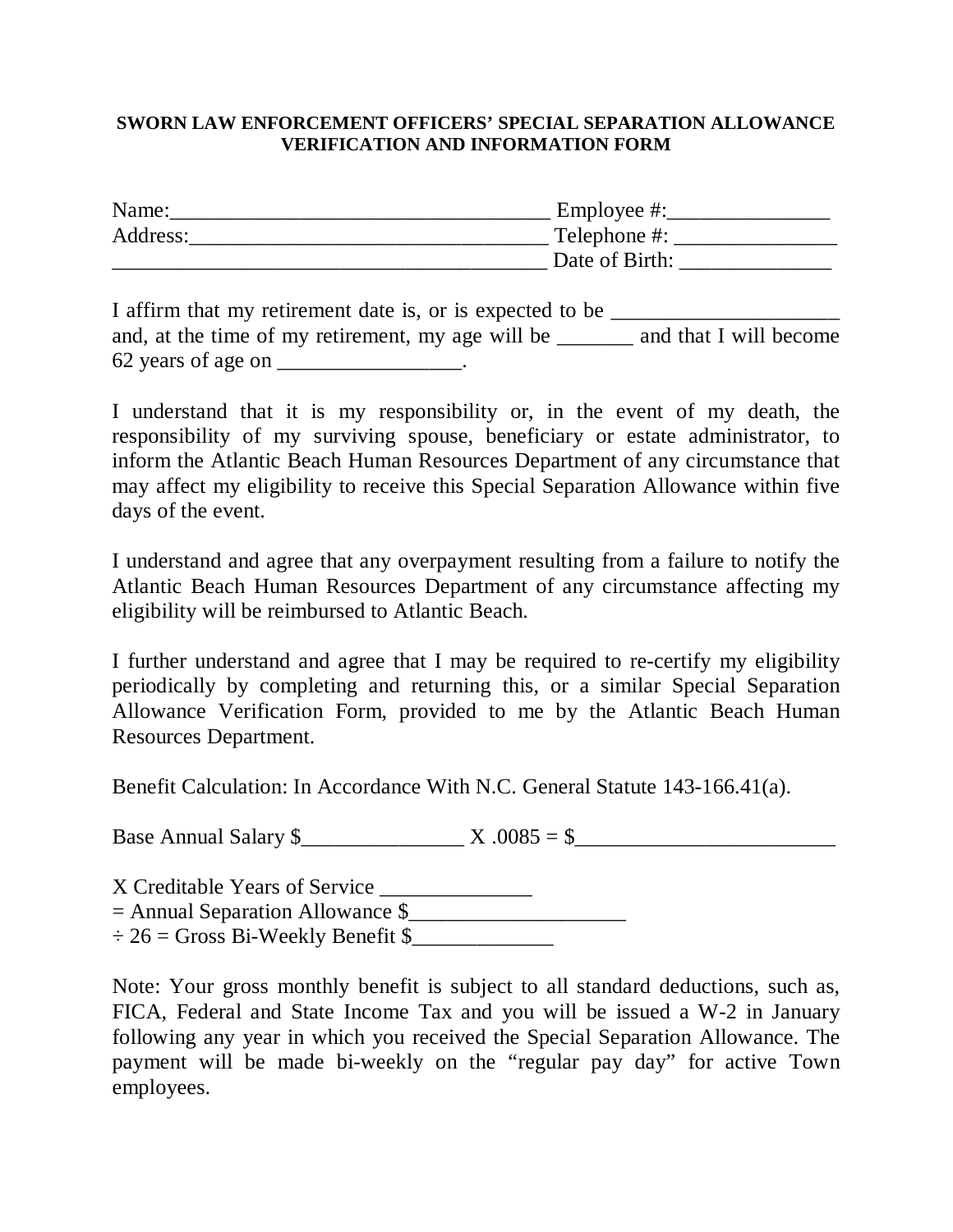**SWORN LAW ENFORCEMENT OFFICERS' SPECIAL SEPARATION ALLOWANCE VERIFICATION AND INFORMATION FORM**

Name:___________________________________ Employee #:_______________
Address:_________________________________ Telephone #: _______________
_________________________________________ Date of Birth: ______________

I affirm that my retirement date is, or is expected to be _____________________ and, at the time of my retirement, my age will be _______ and that I will become 62 years of age on _________________.

I understand that it is my responsibility or, in the event of my death, the responsibility of my surviving spouse, beneficiary or estate administrator, to inform the Atlantic Beach Human Resources Department of any circumstance that may affect my eligibility to receive this Special Separation Allowance within five days of the event.

I understand and agree that any overpayment resulting from a failure to notify the Atlantic Beach Human Resources Department of any circumstance affecting my eligibility will be reimbursed to Atlantic Beach.

I further understand and agree that I may be required to re-certify my eligibility periodically by completing and returning this, or a similar Special Separation Allowance Verification Form, provided to me by the Atlantic Beach Human Resources Department.

Benefit Calculation: In Accordance With N.C. General Statute 143-166.41(a).

Base Annual Salary $_______________ X .0085 = $________________________

X Creditable Years of Service ______________
= Annual Separation Allowance $____________________
÷ 26 = Gross Bi-Weekly Benefit $_____________

Note: Your gross monthly benefit is subject to all standard deductions, such as, FICA, Federal and State Income Tax and you will be issued a W-2 in January following any year in which you received the Special Separation Allowance. The payment will be made bi-weekly on the "regular pay day" for active Town employees.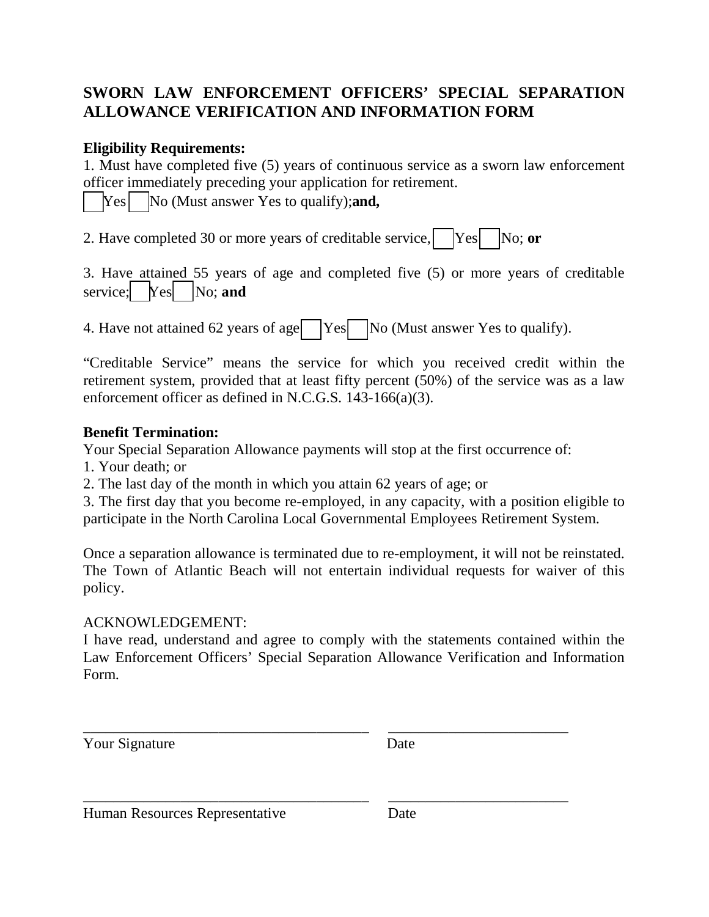## SWORN LAW ENFORCEMENT OFFICERS' SPECIAL SEPARATION ALLOWANCE VERIFICATION AND INFORMATION FORM

**Eligibility Requirements:**

1. Must have completed five (5) years of continuous service as a sworn law enforcement officer immediately preceding your application for retirement.

☐ Yes ☐ No (Must answer Yes to qualify);**and,**

2. Have completed 30 or more years of creditable service, ☐ Yes ☐ No; **or**

3. Have attained 55 years of age and completed five (5) or more years of creditable service; ☐ Yes ☐ No; **and**

4. Have not attained 62 years of age ☐ Yes ☐ No (Must answer Yes to qualify).

"Creditable Service" means the service for which you received credit within the retirement system, provided that at least fifty percent (50%) of the service was as a law enforcement officer as defined in N.C.G.S. 143-166(a)(3).

**Benefit Termination:**

Your Special Separation Allowance payments will stop at the first occurrence of:

1. Your death; or
2. The last day of the month in which you attain 62 years of age; or
3. The first day that you become re-employed, in any capacity, with a position eligible to participate in the North Carolina Local Governmental Employees Retirement System.

Once a separation allowance is terminated due to re-employment, it will not be reinstated. The Town of Atlantic Beach will not entertain individual requests for waiver of this policy.

ACKNOWLEDGEMENT:

I have read, understand and agree to comply with the statements contained within the Law Enforcement Officers' Special Separation Allowance Verification and Information Form.

________________________________________ ________________________

Your Signature Date

________________________________________ ________________________

Human Resources Representative Date